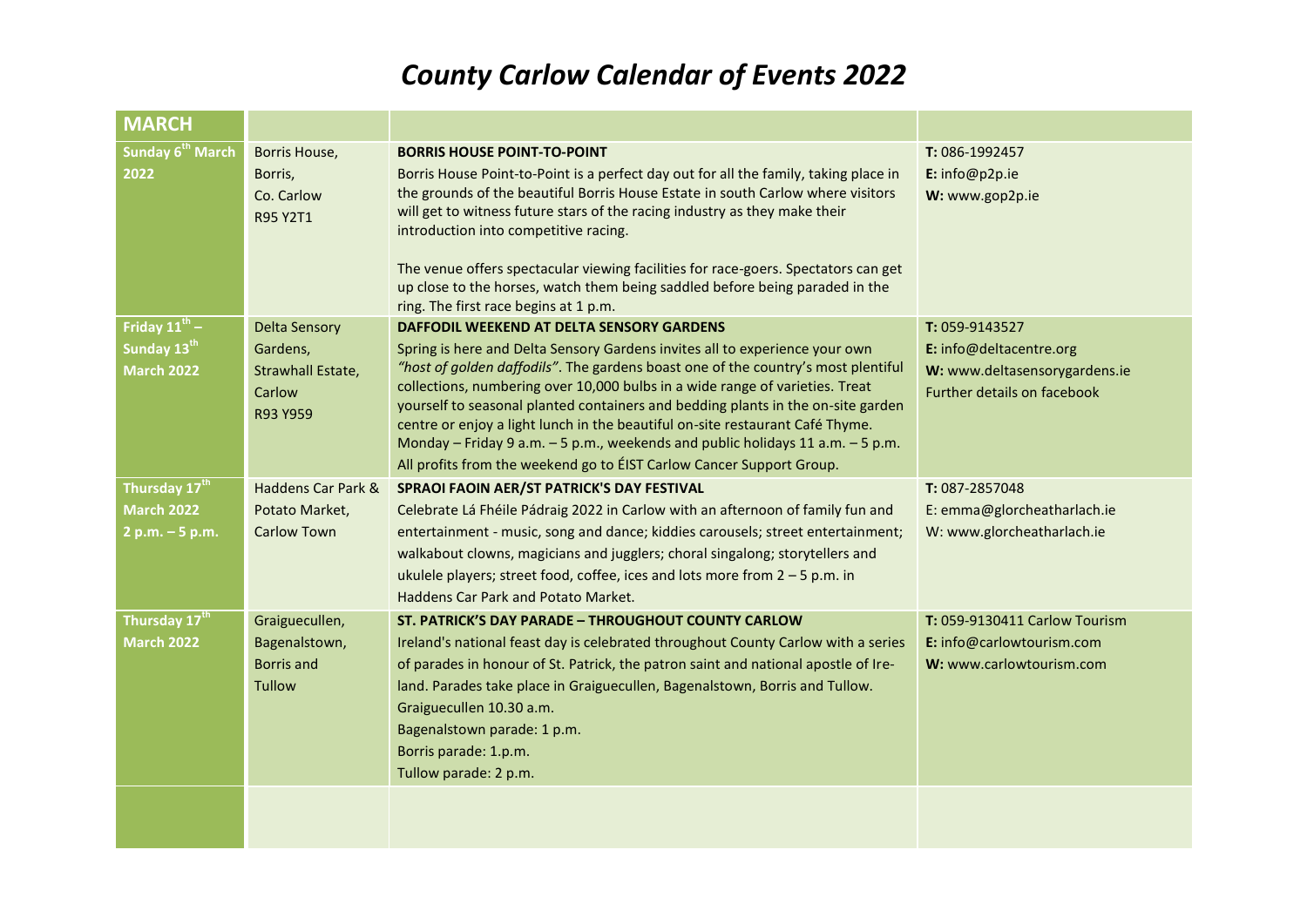# *County Carlow Calendar of Events 2022*

| MARCH | | | |
|---|---|---|---|
| **Sunday 6th March 2022** | Borris House,<br>Borris,<br>Co. Carlow<br>R95 Y2T1 | **BORRIS HOUSE POINT-TO-POINT**<br>Borris House Point-to-Point is a perfect day out for all the family, taking place in the grounds of the beautiful Borris House Estate in south Carlow where visitors will get to witness future stars of the racing industry as they make their introduction into competitive racing.<br><br>The venue offers spectacular viewing facilities for race-goers. Spectators can get up close to the horses, watch them being saddled before being paraded in the ring. The first race begins at 1 p.m. | **T:** 086-1992457<br>**E:** info@p2p.ie<br>**W:** www.gop2p.ie |
| **Friday 11th – Sunday 13th March 2022** | Delta Sensory Gardens,<br>Strawhall Estate,<br>Carlow<br>R93 Y959 | **DAFFODIL WEEKEND AT DELTA SENSORY GARDENS**<br>Spring is here and Delta Sensory Gardens invites all to experience your own *"host of golden daffodils"*. The gardens boast one of the country's most plentiful collections, numbering over 10,000 bulbs in a wide range of varieties. Treat yourself to seasonal planted containers and bedding plants in the on-site garden centre or enjoy a light lunch in the beautiful on-site restaurant Café Thyme. Monday – Friday 9 a.m. – 5 p.m., weekends and public holidays 11 a.m. – 5 p.m. All profits from the weekend go to ÉIST Carlow Cancer Support Group. | **T:** 059-9143527<br>**E:** info@deltacentre.org<br>**W:** www.deltasensorygardens.ie<br>Further details on facebook |
| **Thursday 17th March 2022 2 p.m. – 5 p.m.** | Haddens Car Park & Potato Market,<br>Carlow Town | **SPRAOI FAOIN AER/ST PATRICK'S DAY FESTIVAL**<br>Celebrate Lá Fhéile Pádraig 2022 in Carlow with an afternoon of family fun and entertainment - music, song and dance; kiddies carousels; street entertainment; walkabout clowns, magicians and jugglers; choral singalong; storytellers and ukulele players; street food, coffee, ices and lots more from 2 – 5 p.m. in Haddens Car Park and Potato Market. | **T:** 087-2857048<br>E: emma@glorcheatharlach.ie<br>W: www.glorcheatharlach.ie |
| **Thursday 17th March 2022** | Graiguecullen,<br>Bagenalstown,<br>Borris and<br>Tullow | **ST. PATRICK'S DAY PARADE – THROUGHOUT COUNTY CARLOW**<br>Ireland's national feast day is celebrated throughout County Carlow with a series of parades in honour of St. Patrick, the patron saint and national apostle of Ireland. Parades take place in Graiguecullen, Bagenalstown, Borris and Tullow.<br>Graiguecullen 10.30 a.m.<br>Bagenalstown parade: 1 p.m.<br>Borris parade: 1.p.m.<br>Tullow parade: 2 p.m. | **T:** 059-9130411 Carlow Tourism<br>**E:** info@carlowtourism.com<br>**W:** www.carlowtourism.com |
| | | | |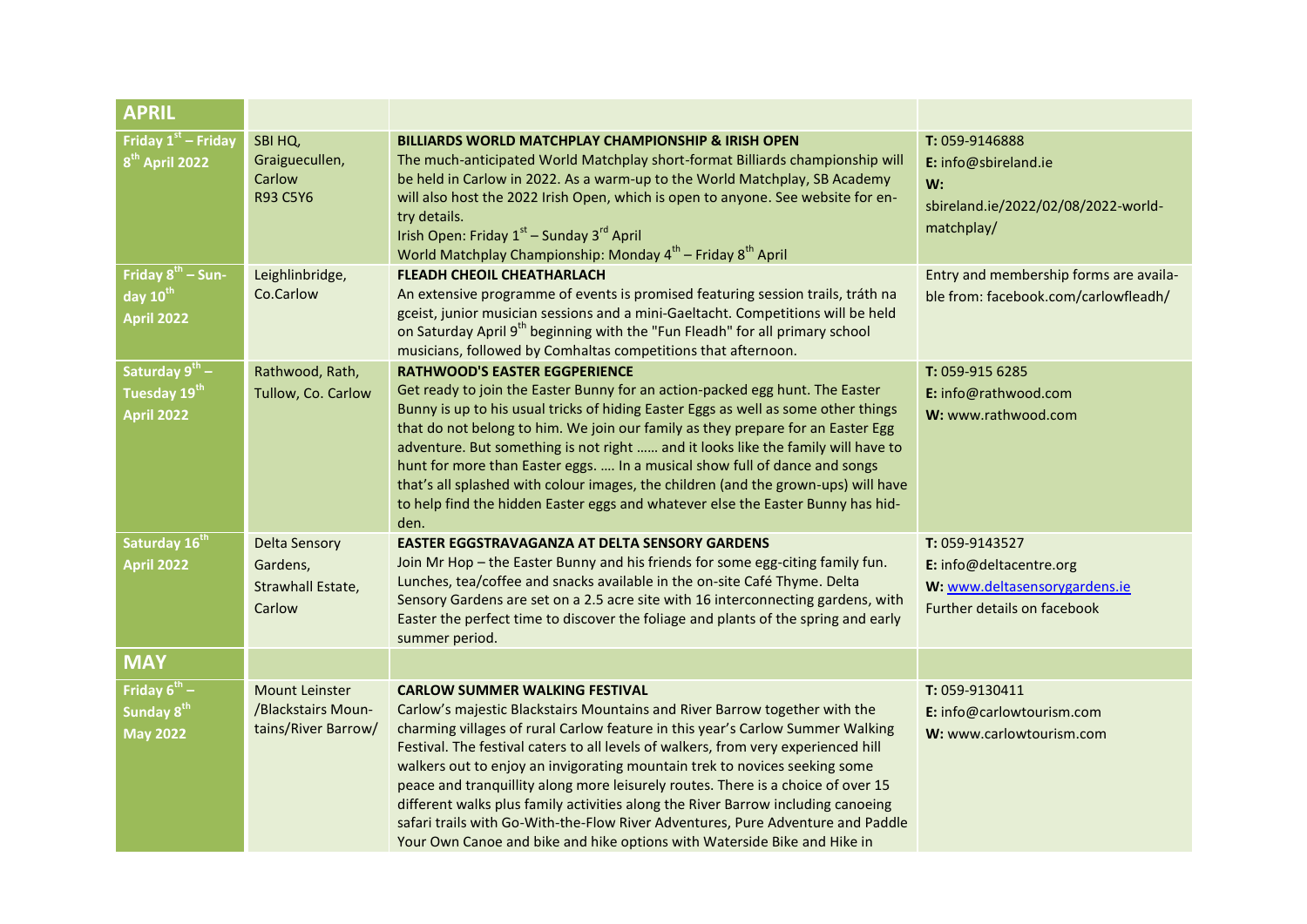| APRIL | | | |
|---|---|---|---|
| **Friday 1st – Friday 8th April 2022** | SBI HQ, Graiguecullen, Carlow R93 C5Y6 | **BILLIARDS WORLD MATCHPLAY CHAMPIONSHIP & IRISH OPEN** The much-anticipated World Matchplay short-format Billiards championship will be held in Carlow in 2022. As a warm-up to the World Matchplay, SB Academy will also host the 2022 Irish Open, which is open to anyone. See website for entry details. Irish Open: Friday 1st – Sunday 3rd April World Matchplay Championship: Monday 4th – Friday 8th April | **T:** 059-9146888 **E:** info@sbireland.ie **W:** sbireland.ie/2022/02/08/2022-world-matchplay/ |
| **Friday 8th – Sunday 10th April 2022** | Leighlinbridge, Co.Carlow | **FLEADH CHEOIL CHEATHARLACH** An extensive programme of events is promised featuring session trails, tráth na gceist, junior musician sessions and a mini-Gaeltacht. Competitions will be held on Saturday April 9th beginning with the "Fun Fleadh" for all primary school musicians, followed by Comhaltas competitions that afternoon. | Entry and membership forms are available from: facebook.com/carlowfleadh/ |
| **Saturday 9th – Tuesday 19th April 2022** | Rathwood, Rath, Tullow, Co. Carlow | **RATHWOOD'S EASTER EGGPERIENCE** Get ready to join the Easter Bunny for an action-packed egg hunt. The Easter Bunny is up to his usual tricks of hiding Easter Eggs as well as some other things that do not belong to him. We join our family as they prepare for an Easter Egg adventure. But something is not right …… and it looks like the family will have to hunt for more than Easter eggs. …. In a musical show full of dance and songs that's all splashed with colour images, the children (and the grown-ups) will have to help find the hidden Easter eggs and whatever else the Easter Bunny has hidden. | **T:** 059-915 6285 **E:** info@rathwood.com **W:** www.rathwood.com |
| **Saturday 16th April 2022** | Delta Sensory Gardens, Strawhall Estate, Carlow | **EASTER EGGSTRAVAGANZA AT DELTA SENSORY GARDENS** Join Mr Hop – the Easter Bunny and his friends for some egg-citing family fun. Lunches, tea/coffee and snacks available in the on-site Café Thyme. Delta Sensory Gardens are set on a 2.5 acre site with 16 interconnecting gardens, with Easter the perfect time to discover the foliage and plants of the spring and early summer period. | **T:** 059-9143527 **E:** info@deltacentre.org **W:** www.deltasensorygardens.ie Further details on facebook |
| **MAY** | | | |
| **Friday 6th – Sunday 8th May 2022** | Mount Leinster /Blackstairs Mountains/River Barrow/ | **CARLOW SUMMER WALKING FESTIVAL** Carlow's majestic Blackstairs Mountains and River Barrow together with the charming villages of rural Carlow feature in this year's Carlow Summer Walking Festival. The festival caters to all levels of walkers, from very experienced hill walkers out to enjoy an invigorating mountain trek to novices seeking some peace and tranquillity along more leisurely routes. There is a choice of over 15 different walks plus family activities along the River Barrow including canoeing safari trails with Go-With-the-Flow River Adventures, Pure Adventure and Paddle Your Own Canoe and bike and hike options with Waterside Bike and Hike in | **T:** 059-9130411 **E:** info@carlowtourism.com **W:** www.carlowtourism.com |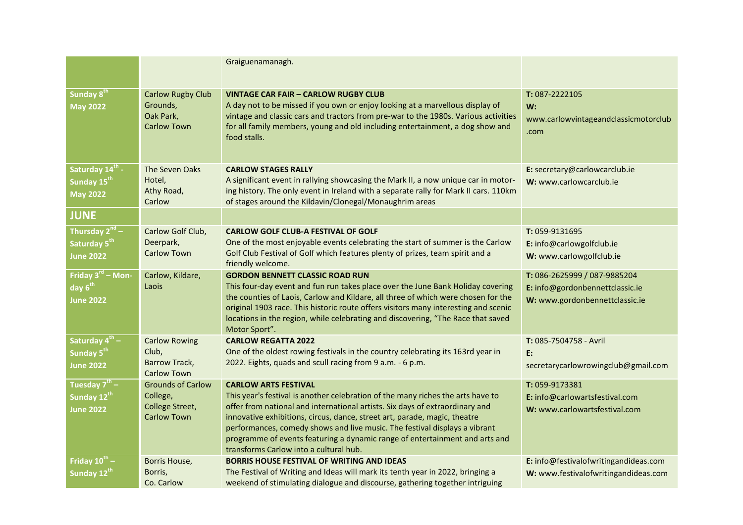| | | | |
|---|---|---|---|
| | | Graiguenamanagh. | |
| **Sunday 8th May 2022** | Carlow Rugby Club Grounds, Oak Park, Carlow Town | **VINTAGE CAR FAIR – CARLOW RUGBY CLUB** A day not to be missed if you own or enjoy looking at a marvellous display of vintage and classic cars and tractors from pre-war to the 1980s. Various activities for all family members, young and old including entertainment, a dog show and food stalls. | **T:** 087-2222105 **W:** www.carlowvintageandclassicmotorclub.com |
| **Saturday 14th - Sunday 15th May 2022** | The Seven Oaks Hotel, Athy Road, Carlow | **CARLOW STAGES RALLY** A significant event in rallying showcasing the Mark II, a now unique car in motoring history. The only event in Ireland with a separate rally for Mark II cars. 110km of stages around the Kildavin/Clonegal/Monaughrim areas | **E:** secretary@carlowcarclub.ie **W:** www.carlowcarclub.ie |
| **JUNE** | | | |
| **Thursday 2nd – Saturday 5th June 2022** | Carlow Golf Club, Deerpark, Carlow Town | **CARLOW GOLF CLUB-A FESTIVAL OF GOLF** One of the most enjoyable events celebrating the start of summer is the Carlow Golf Club Festival of Golf which features plenty of prizes, team spirit and a friendly welcome. | **T:** 059-9131695 **E:** info@carlowgolfclub.ie **W:** www.carlowgolfclub.ie |
| **Friday 3rd – Monday 6th June 2022** | Carlow, Kildare, Laois | **GORDON BENNETT CLASSIC ROAD RUN** This four-day event and fun run takes place over the June Bank Holiday covering the counties of Laois, Carlow and Kildare, all three of which were chosen for the original 1903 race. This historic route offers visitors many interesting and scenic locations in the region, while celebrating and discovering, "The Race that saved Motor Sport". | **T:** 086-2625999 / 087-9885204 **E:** info@gordonbennettclassic.ie **W:** www.gordonbennettclassic.ie |
| **Saturday 4th – Sunday 5th June 2022** | Carlow Rowing Club, Barrow Track, Carlow Town | **CARLOW REGATTA 2022** One of the oldest rowing festivals in the country celebrating its 163rd year in 2022. Eights, quads and scull racing from 9 a.m. - 6 p.m. | **T:** 085-7504758 - Avril **E:** secretarycarlowrowingclub@gmail.com |
| **Tuesday 7th – Sunday 12th June 2022** | Grounds of Carlow College, College Street, Carlow Town | **CARLOW ARTS FESTIVAL** This year's festival is another celebration of the many riches the arts have to offer from national and international artists. Six days of extraordinary and innovative exhibitions, circus, dance, street art, parade, magic, theatre performances, comedy shows and live music. The festival displays a vibrant programme of events featuring a dynamic range of entertainment and arts and transforms Carlow into a cultural hub. | **T:** 059-9173381 **E:** info@carlowartsfestival.com **W:** www.carlowartsfestival.com |
| **Friday 10th – Sunday 12th** | Borris House, Borris, Co. Carlow | **BORRIS HOUSE FESTIVAL OF WRITING AND IDEAS** The Festival of Writing and Ideas will mark its tenth year in 2022, bringing a weekend of stimulating dialogue and discourse, gathering together intriguing | **E:** info@festivalofwritingandideas.com **W:** www.festivalofwritingandideas.com |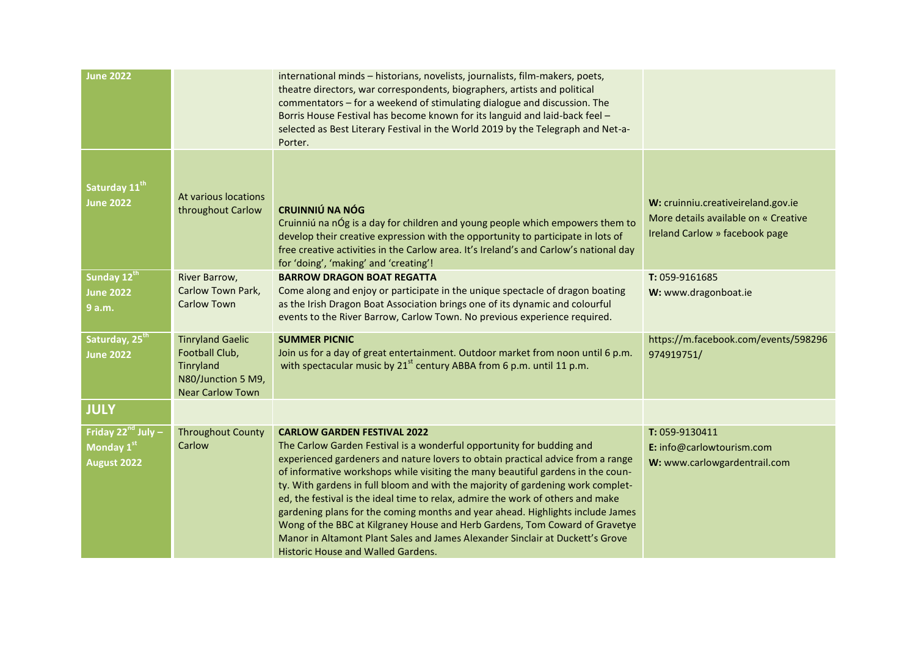| | | | |
|---|---|---|---|
| **June 2022** | | international minds – historians, novelists, journalists, film-makers, poets, theatre directors, war correspondents, biographers, artists and political commentators – for a weekend of stimulating dialogue and discussion. The Borris House Festival has become known for its languid and laid-back feel – selected as Best Literary Festival in the World 2019 by the Telegraph and Net-a-Porter. | |
| **Saturday 11th June 2022** | At various locations throughout Carlow | **CRUINNIÚ NA NÓG**<br>Cruinniú na nÓg is a day for children and young people which empowers them to develop their creative expression with the opportunity to participate in lots of free creative activities in the Carlow area. It's Ireland's and Carlow's national day for 'doing', 'making' and 'creating'! | **W:** cruinniu.creativeireland.gov.ie<br>More details available on « Creative Ireland Carlow » facebook page |
| **Sunday 12th June 2022 9 a.m.** | River Barrow, Carlow Town Park, Carlow Town | **BARROW DRAGON BOAT REGATTA**<br>Come along and enjoy or participate in the unique spectacle of dragon boating as the Irish Dragon Boat Association brings one of its dynamic and colourful events to the River Barrow, Carlow Town. No previous experience required. | **T:** 059-9161685<br>**W:** www.dragonboat.ie |
| **Saturday, 25th June 2022** | Tinryland Gaelic Football Club, Tinryland N80/Junction 5 M9, Near Carlow Town | **SUMMER PICNIC**<br>Join us for a day of great entertainment. Outdoor market from noon until 6 p.m. with spectacular music by 21st century ABBA from 6 p.m. until 11 p.m. | https://m.facebook.com/events/598296974919751/ |
| **JULY** | | | |
| **Friday 22nd July – Monday 1st August 2022** | Throughout County Carlow | **CARLOW GARDEN FESTIVAL 2022**<br>The Carlow Garden Festival is a wonderful opportunity for budding and experienced gardeners and nature lovers to obtain practical advice from a range of informative workshops while visiting the many beautiful gardens in the county. With gardens in full bloom and with the majority of gardening work completed, the festival is the ideal time to relax, admire the work of others and make gardening plans for the coming months and year ahead. Highlights include James Wong of the BBC at Kilgraney House and Herb Gardens, Tom Coward of Gravetye Manor in Altamont Plant Sales and James Alexander Sinclair at Duckett's Grove Historic House and Walled Gardens. | **T:** 059-9130411<br>**E:** info@carlowtourism.com<br>**W:** www.carlowgardentrail.com |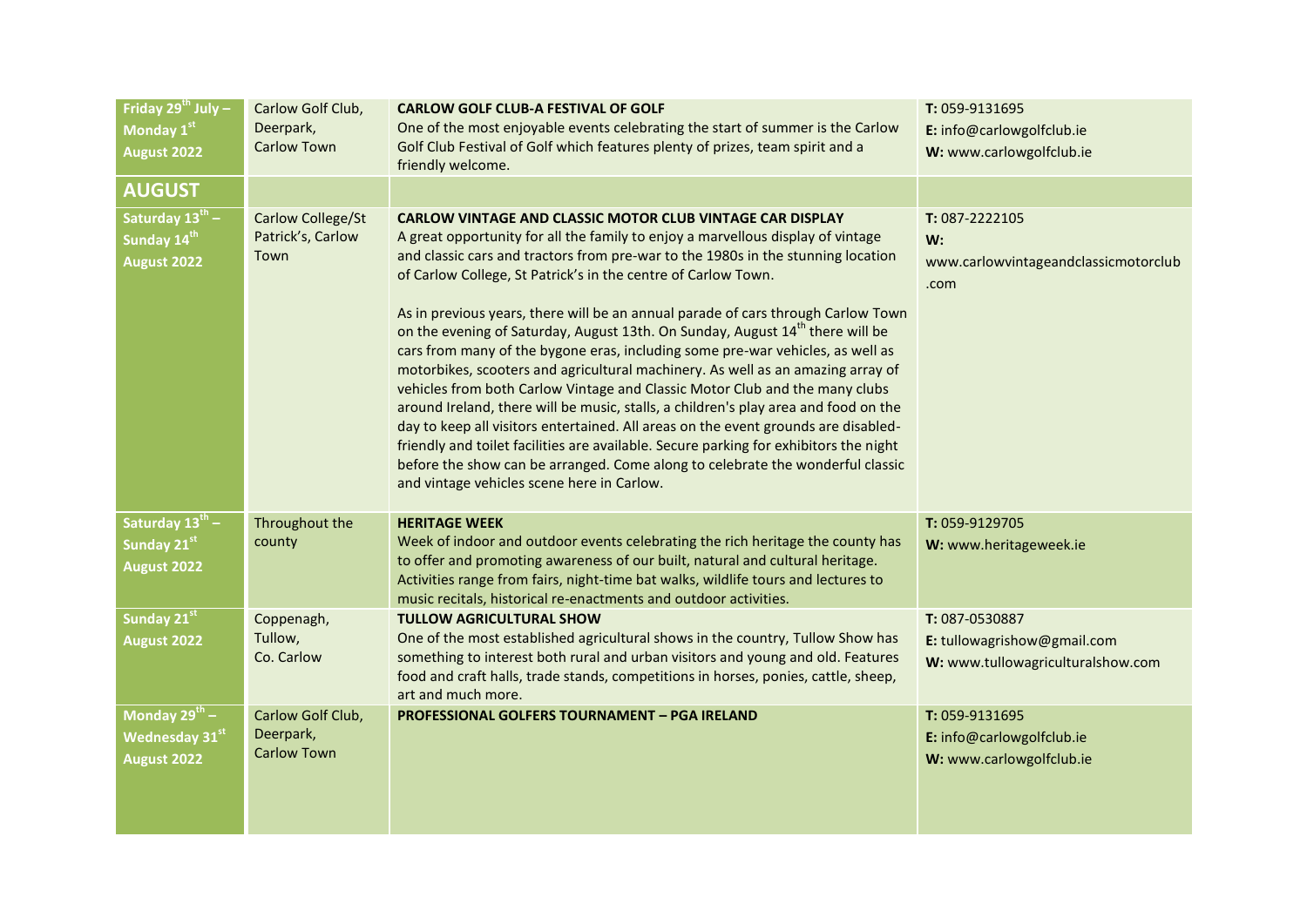| | | | |
|---|---|---|---|
| **Friday 29th July – Monday 1st August 2022** | Carlow Golf Club, Deerpark, Carlow Town | **CARLOW GOLF CLUB-A FESTIVAL OF GOLF**<br>One of the most enjoyable events celebrating the start of summer is the Carlow Golf Club Festival of Golf which features plenty of prizes, team spirit and a friendly welcome. | **T:** 059-9131695<br>**E:** info@carlowgolfclub.ie<br>**W:** www.carlowgolfclub.ie |
| **AUGUST** | | | |
| **Saturday 13th – Sunday 14th August 2022** | Carlow College/St Patrick's, Carlow Town | **CARLOW VINTAGE AND CLASSIC MOTOR CLUB VINTAGE CAR DISPLAY**<br>A great opportunity for all the family to enjoy a marvellous display of vintage and classic cars and tractors from pre-war to the 1980s in the stunning location of Carlow College, St Patrick's in the centre of Carlow Town.<br><br>As in previous years, there will be an annual parade of cars through Carlow Town on the evening of Saturday, August 13th. On Sunday, August 14th there will be cars from many of the bygone eras, including some pre-war vehicles, as well as motorbikes, scooters and agricultural machinery. As well as an amazing array of vehicles from both Carlow Vintage and Classic Motor Club and the many clubs around Ireland, there will be music, stalls, a children's play area and food on the day to keep all visitors entertained. All areas on the event grounds are disabled-friendly and toilet facilities are available. Secure parking for exhibitors the night before the show can be arranged. Come along to celebrate the wonderful classic and vintage vehicles scene here in Carlow. | **T:** 087-2222105<br>**W:** www.carlowvintageandclassicmotorclub.com |
| **Saturday 13th – Sunday 21st August 2022** | Throughout the county | **HERITAGE WEEK**<br>Week of indoor and outdoor events celebrating the rich heritage the county has to offer and promoting awareness of our built, natural and cultural heritage. Activities range from fairs, night-time bat walks, wildlife tours and lectures to music recitals, historical re-enactments and outdoor activities. | **T:** 059-9129705<br>**W:** www.heritageweek.ie |
| **Sunday 21st August 2022** | Coppenagh, Tullow, Co. Carlow | **TULLOW AGRICULTURAL SHOW**<br>One of the most established agricultural shows in the country, Tullow Show has something to interest both rural and urban visitors and young and old. Features food and craft halls, trade stands, competitions in horses, ponies, cattle, sheep, art and much more. | **T:** 087-0530887<br>**E:** tullowagrishow@gmail.com<br>**W:** www.tullowagriculturalshow.com |
| **Monday 29th – Wednesday 31st August 2022** | Carlow Golf Club, Deerpark, Carlow Town | **PROFESSIONAL GOLFERS TOURNAMENT – PGA IRELAND** | **T:** 059-9131695<br>**E:** info@carlowgolfclub.ie<br>**W:** www.carlowgolfclub.ie |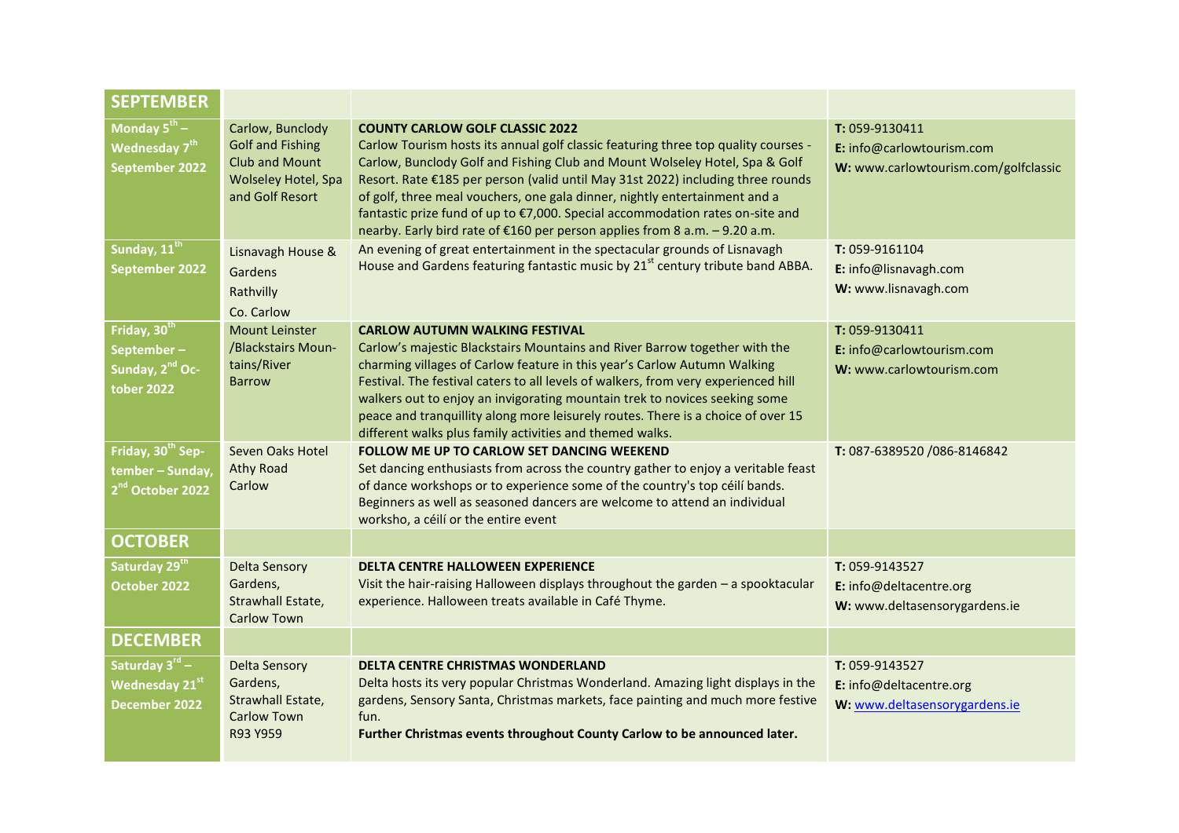| SEPTEMBER | | | |
|---|---|---|---|
| **Monday 5th – Wednesday 7th September 2022** | Carlow, Bunclody Golf and Fishing Club and Mount Wolseley Hotel, Spa and Golf Resort | **COUNTY CARLOW GOLF CLASSIC 2022**<br>Carlow Tourism hosts its annual golf classic featuring three top quality courses - Carlow, Bunclody Golf and Fishing Club and Mount Wolseley Hotel, Spa & Golf Resort. Rate €185 per person (valid until May 31st 2022) including three rounds of golf, three meal vouchers, one gala dinner, nightly entertainment and a fantastic prize fund of up to €7,000. Special accommodation rates on-site and nearby. Early bird rate of €160 per person applies from 8 a.m. – 9.20 a.m. | **T:** 059-9130411<br>**E:** info@carlowtourism.com<br>**W:** www.carlowtourism.com/golfclassic |
| **Sunday, 11th September 2022** | Lisnavagh House & Gardens Rathvilly Co. Carlow | An evening of great entertainment in the spectacular grounds of Lisnavagh House and Gardens featuring fantastic music by 21st century tribute band ABBA. | **T:** 059-9161104<br>**E:** info@lisnavagh.com<br>**W:** www.lisnavagh.com |
| **Friday, 30th September – Sunday, 2nd October 2022** | Mount Leinster /Blackstairs Mountains/River Barrow | **CARLOW AUTUMN WALKING FESTIVAL**<br>Carlow's majestic Blackstairs Mountains and River Barrow together with the charming villages of Carlow feature in this year's Carlow Autumn Walking Festival. The festival caters to all levels of walkers, from very experienced hill walkers out to enjoy an invigorating mountain trek to novices seeking some peace and tranquillity along more leisurely routes. There is a choice of over 15 different walks plus family activities and themed walks. | **T:** 059-9130411<br>**E:** info@carlowtourism.com<br>**W:** www.carlowtourism.com |
| **Friday, 30th September – Sunday, 2nd October 2022** | Seven Oaks Hotel Athy Road Carlow | **FOLLOW ME UP TO CARLOW SET DANCING WEEKEND**<br>Set dancing enthusiasts from across the country gather to enjoy a veritable feast of dance workshops or to experience some of the country's top céilí bands. Beginners as well as seasoned dancers are welcome to attend an individual worksho, a céilí or the entire event | **T:** 087-6389520 /086-8146842 |
| **OCTOBER** | | | |
| **Saturday 29th October 2022** | Delta Sensory Gardens, Strawhall Estate, Carlow Town | **DELTA CENTRE HALLOWEEN EXPERIENCE**<br>Visit the hair-raising Halloween displays throughout the garden – a spooktacular experience. Halloween treats available in Café Thyme. | **T:** 059-9143527<br>**E:** info@deltacentre.org<br>**W:** www.deltasensorygardens.ie |
| **DECEMBER** | | | |
| **Saturday 3rd – Wednesday 21st December 2022** | Delta Sensory Gardens, Strawhall Estate, Carlow Town R93 Y959 | **DELTA CENTRE CHRISTMAS WONDERLAND**<br>Delta hosts its very popular Christmas Wonderland. Amazing light displays in the gardens, Sensory Santa, Christmas markets, face painting and much more festive fun.<br>**Further Christmas events throughout County Carlow to be announced later.** | **T:** 059-9143527<br>**E:** info@deltacentre.org<br>**W:** www.deltasensorygardens.ie |